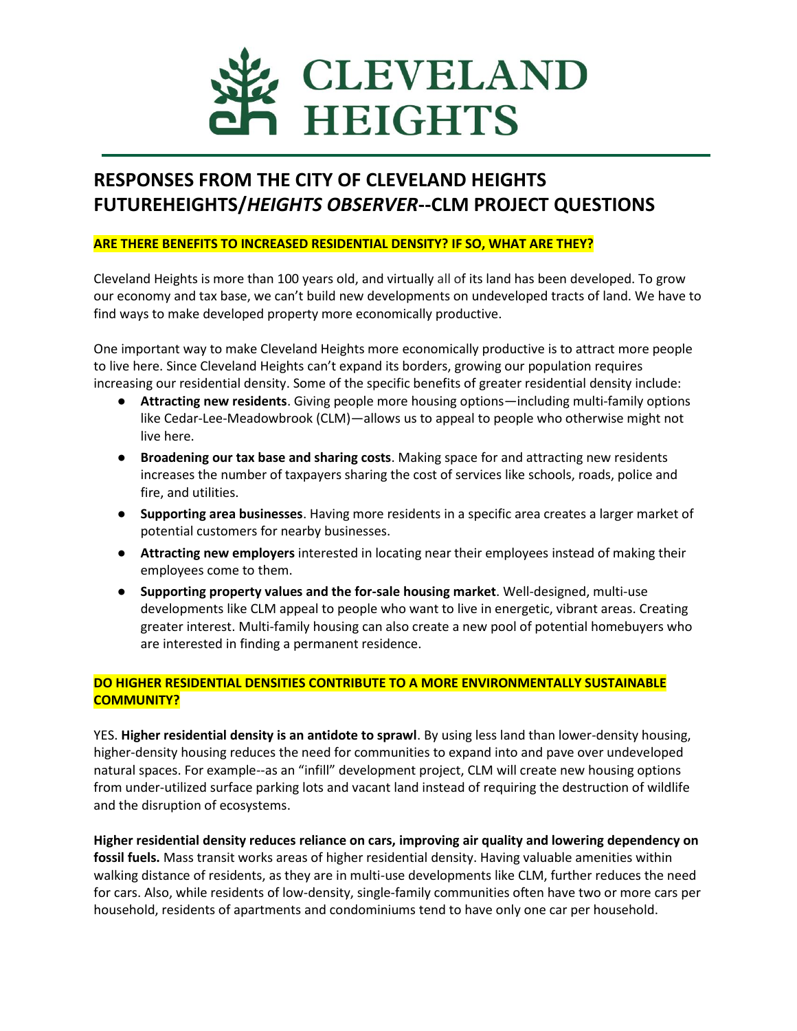# CLEVELAND HEIGHTS

## RESPONSES FROM THE CITY OF CLEVELAND HEIGHTS FUTUREHEIGHTS/*HEIGHTS OBSERVER*--CLM PROJECT QUESTIONS

### ARE THERE BENEFITS TO INCREASED RESIDENTIAL DENSITY? IF SO, WHAT ARE THEY?

Cleveland Heights is more than 100 years old, and virtually all of its land has been developed. To grow our economy and tax base, we can't build new developments on undeveloped tracts of land. We have to find ways to make developed property more economically productive.

One important way to make Cleveland Heights more economically productive is to attract more people to live here. Since Cleveland Heights can't expand its borders, growing our population requires increasing our residential density. Some of the specific benefits of greater residential density include:

- **Attracting new residents**. Giving people more housing options—including multi-family options like Cedar-Lee-Meadowbrook (CLM)—allows us to appeal to people who otherwise might not live here.
- **Broadening our tax base and sharing costs**. Making space for and attracting new residents increases the number of taxpayers sharing the cost of services like schools, roads, police and fire, and utilities.
- **Supporting area businesses**. Having more residents in a specific area creates a larger market of potential customers for nearby businesses.
- **Attracting new employers** interested in locating near their employees instead of making their employees come to them.
- **Supporting property values and the for-sale housing market**. Well-designed, multi-use developments like CLM appeal to people who want to live in energetic, vibrant areas. Creating greater interest. Multi-family housing can also create a new pool of potential homebuyers who are interested in finding a permanent residence.

### DO HIGHER RESIDENTIAL DENSITIES CONTRIBUTE TO A MORE ENVIRONMENTALLY SUSTAINABLE COMMUNITY?

YES. **Higher residential density is an antidote to sprawl**. By using less land than lower-density housing, higher-density housing reduces the need for communities to expand into and pave over undeveloped natural spaces. For example--as an "infill" development project, CLM will create new housing options from under-utilized surface parking lots and vacant land instead of requiring the destruction of wildlife and the disruption of ecosystems.

**Higher residential density reduces reliance on cars, improving air quality and lowering dependency on fossil fuels.** Mass transit works areas of higher residential density. Having valuable amenities within walking distance of residents, as they are in multi-use developments like CLM, further reduces the need for cars. Also, while residents of low-density, single-family communities often have two or more cars per household, residents of apartments and condominiums tend to have only one car per household.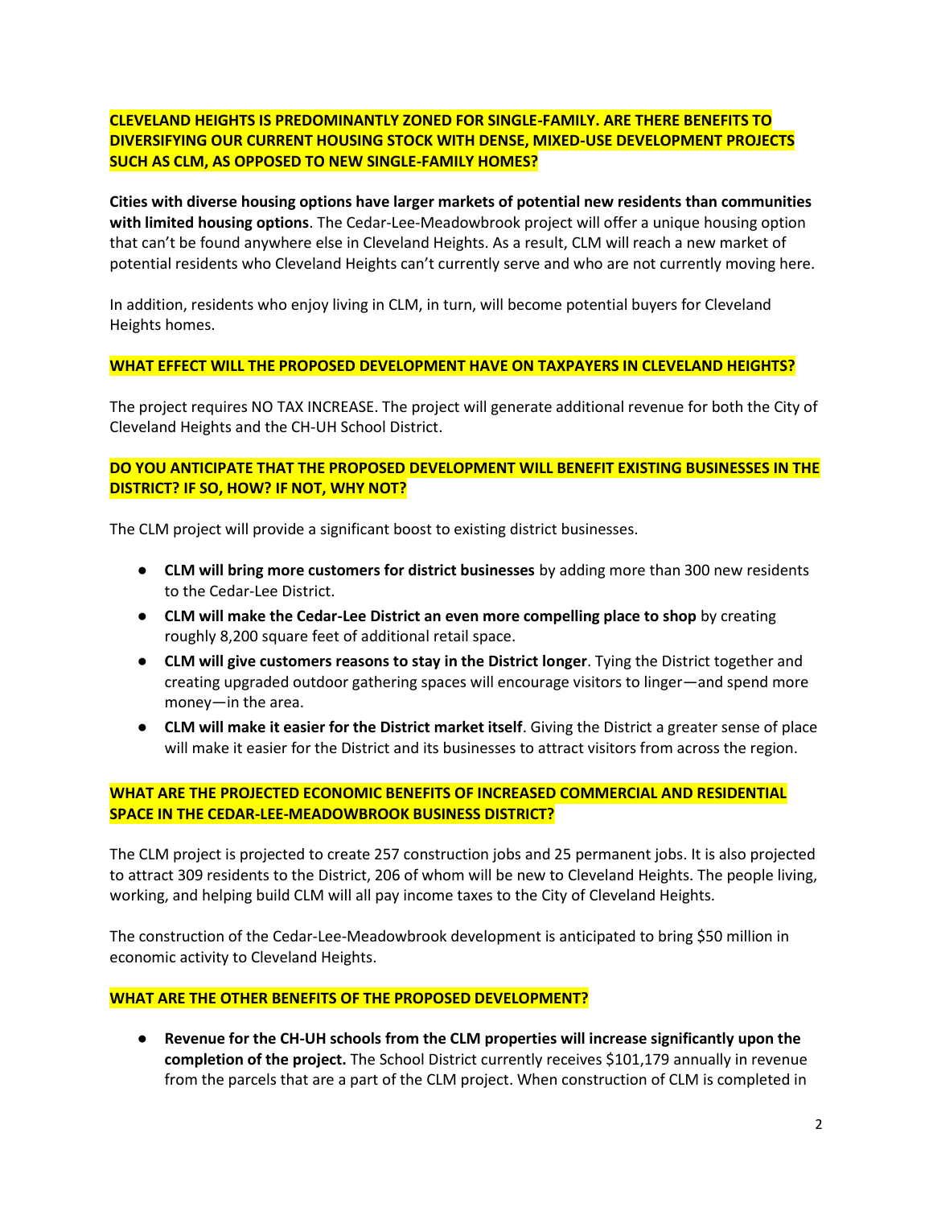**CLEVELAND HEIGHTS IS PREDOMINANTLY ZONED FOR SINGLE-FAMILY. ARE THERE BENEFITS TO DIVERSIFYING OUR CURRENT HOUSING STOCK WITH DENSE, MIXED-USE DEVELOPMENT PROJECTS SUCH AS CLM, AS OPPOSED TO NEW SINGLE-FAMILY HOMES?**

**Cities with diverse housing options have larger markets of potential new residents than communities with limited housing options**. The Cedar-Lee-Meadowbrook project will offer a unique housing option that can't be found anywhere else in Cleveland Heights. As a result, CLM will reach a new market of potential residents who Cleveland Heights can't currently serve and who are not currently moving here.

In addition, residents who enjoy living in CLM, in turn, will become potential buyers for Cleveland Heights homes.

**WHAT EFFECT WILL THE PROPOSED DEVELOPMENT HAVE ON TAXPAYERS IN CLEVELAND HEIGHTS?**

The project requires NO TAX INCREASE. The project will generate additional revenue for both the City of Cleveland Heights and the CH-UH School District.

**DO YOU ANTICIPATE THAT THE PROPOSED DEVELOPMENT WILL BENEFIT EXISTING BUSINESSES IN THE DISTRICT? IF SO, HOW? IF NOT, WHY NOT?**

The CLM project will provide a significant boost to existing district businesses.

- **CLM will bring more customers for district businesses** by adding more than 300 new residents to the Cedar-Lee District.
- **CLM will make the Cedar-Lee District an even more compelling place to shop** by creating roughly 8,200 square feet of additional retail space.
- **CLM will give customers reasons to stay in the District longer**. Tying the District together and creating upgraded outdoor gathering spaces will encourage visitors to linger—and spend more money—in the area.
- **CLM will make it easier for the District market itself**. Giving the District a greater sense of place will make it easier for the District and its businesses to attract visitors from across the region.

**WHAT ARE THE PROJECTED ECONOMIC BENEFITS OF INCREASED COMMERCIAL AND RESIDENTIAL SPACE IN THE CEDAR-LEE-MEADOWBROOK BUSINESS DISTRICT?**

The CLM project is projected to create 257 construction jobs and 25 permanent jobs. It is also projected to attract 309 residents to the District, 206 of whom will be new to Cleveland Heights. The people living, working, and helping build CLM will all pay income taxes to the City of Cleveland Heights.

The construction of the Cedar-Lee-Meadowbrook development is anticipated to bring $50 million in economic activity to Cleveland Heights.

**WHAT ARE THE OTHER BENEFITS OF THE PROPOSED DEVELOPMENT?**

- **Revenue for the CH-UH schools from the CLM properties will increase significantly upon the completion of the project.** The School District currently receives $101,179 annually in revenue from the parcels that are a part of the CLM project. When construction of CLM is completed in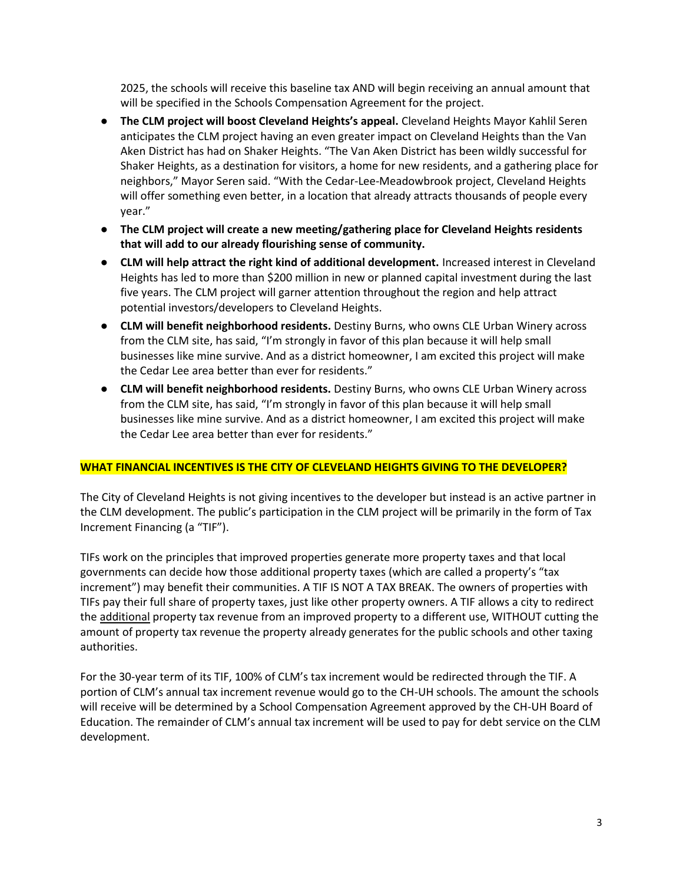2025, the schools will receive this baseline tax AND will begin receiving an annual amount that will be specified in the Schools Compensation Agreement for the project.

- **The CLM project will boost Cleveland Heights's appeal.** Cleveland Heights Mayor Kahlil Seren anticipates the CLM project having an even greater impact on Cleveland Heights than the Van Aken District has had on Shaker Heights. "The Van Aken District has been wildly successful for Shaker Heights, as a destination for visitors, a home for new residents, and a gathering place for neighbors," Mayor Seren said. "With the Cedar-Lee-Meadowbrook project, Cleveland Heights will offer something even better, in a location that already attracts thousands of people every year."
- **The CLM project will create a new meeting/gathering place for Cleveland Heights residents that will add to our already flourishing sense of community.**
- **CLM will help attract the right kind of additional development.** Increased interest in Cleveland Heights has led to more than $200 million in new or planned capital investment during the last five years. The CLM project will garner attention throughout the region and help attract potential investors/developers to Cleveland Heights.
- **CLM will benefit neighborhood residents.** Destiny Burns, who owns CLE Urban Winery across from the CLM site, has said, "I'm strongly in favor of this plan because it will help small businesses like mine survive. And as a district homeowner, I am excited this project will make the Cedar Lee area better than ever for residents."
- **CLM will benefit neighborhood residents.** Destiny Burns, who owns CLE Urban Winery across from the CLM site, has said, "I'm strongly in favor of this plan because it will help small businesses like mine survive. And as a district homeowner, I am excited this project will make the Cedar Lee area better than ever for residents."

## WHAT FINANCIAL INCENTIVES IS THE CITY OF CLEVELAND HEIGHTS GIVING TO THE DEVELOPER?

The City of Cleveland Heights is not giving incentives to the developer but instead is an active partner in the CLM development. The public's participation in the CLM project will be primarily in the form of Tax Increment Financing (a "TIF").

TIFs work on the principles that improved properties generate more property taxes and that local governments can decide how those additional property taxes (which are called a property's "tax increment") may benefit their communities. A TIF IS NOT A TAX BREAK. The owners of properties with TIFs pay their full share of property taxes, just like other property owners. A TIF allows a city to redirect the additional property tax revenue from an improved property to a different use, WITHOUT cutting the amount of property tax revenue the property already generates for the public schools and other taxing authorities.

For the 30-year term of its TIF, 100% of CLM's tax increment would be redirected through the TIF. A portion of CLM's annual tax increment revenue would go to the CH-UH schools. The amount the schools will receive will be determined by a School Compensation Agreement approved by the CH-UH Board of Education. The remainder of CLM's annual tax increment will be used to pay for debt service on the CLM development.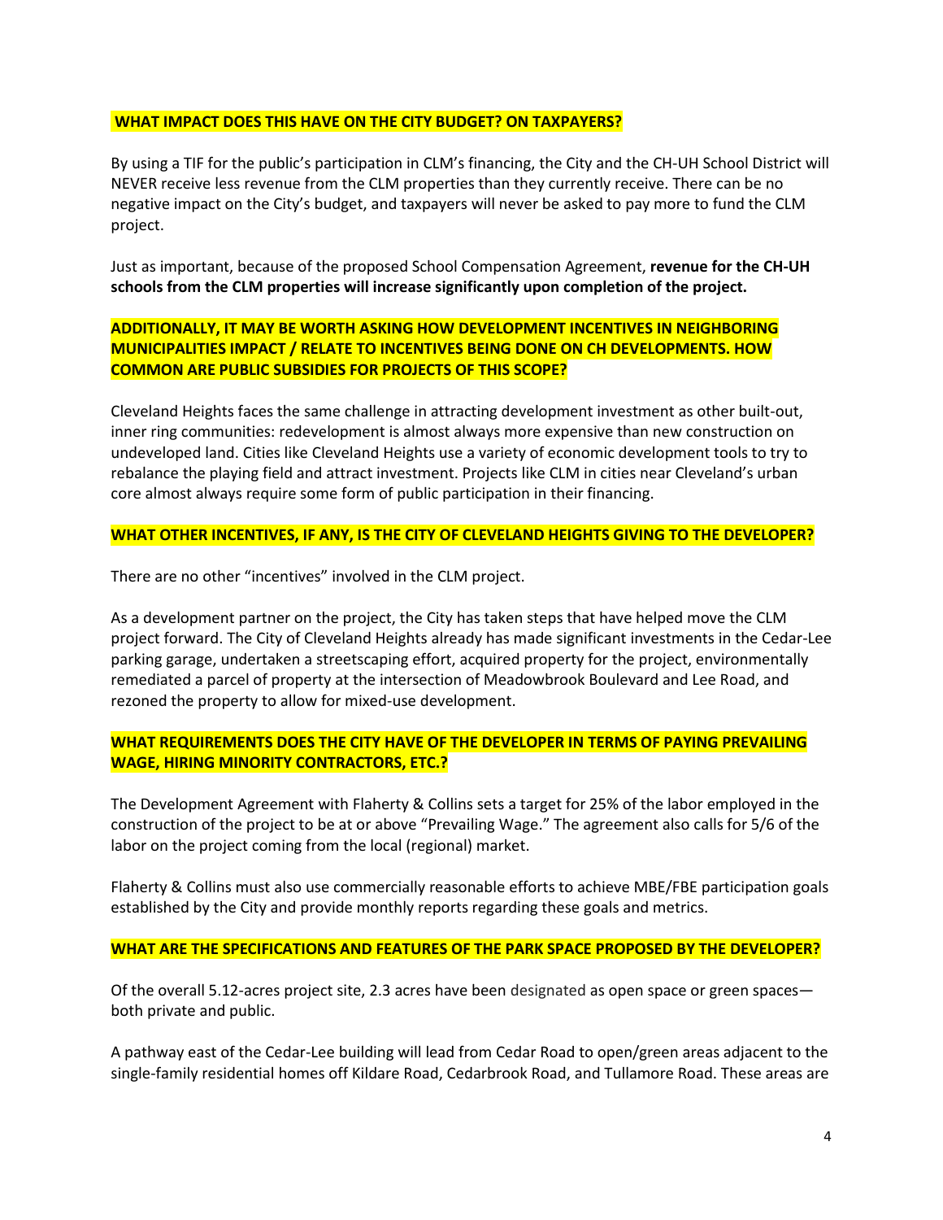**WHAT IMPACT DOES THIS HAVE ON THE CITY BUDGET? ON TAXPAYERS?**

By using a TIF for the public's participation in CLM's financing, the City and the CH-UH School District will NEVER receive less revenue from the CLM properties than they currently receive. There can be no negative impact on the City's budget, and taxpayers will never be asked to pay more to fund the CLM project.

Just as important, because of the proposed School Compensation Agreement, **revenue for the CH-UH schools from the CLM properties will increase significantly upon completion of the project.**

**ADDITIONALLY, IT MAY BE WORTH ASKING HOW DEVELOPMENT INCENTIVES IN NEIGHBORING MUNICIPALITIES IMPACT / RELATE TO INCENTIVES BEING DONE ON CH DEVELOPMENTS. HOW COMMON ARE PUBLIC SUBSIDIES FOR PROJECTS OF THIS SCOPE?**

Cleveland Heights faces the same challenge in attracting development investment as other built-out, inner ring communities: redevelopment is almost always more expensive than new construction on undeveloped land. Cities like Cleveland Heights use a variety of economic development tools to try to rebalance the playing field and attract investment. Projects like CLM in cities near Cleveland's urban core almost always require some form of public participation in their financing.

**WHAT OTHER INCENTIVES, IF ANY, IS THE CITY OF CLEVELAND HEIGHTS GIVING TO THE DEVELOPER?**

There are no other "incentives" involved in the CLM project.

As a development partner on the project, the City has taken steps that have helped move the CLM project forward. The City of Cleveland Heights already has made significant investments in the Cedar-Lee parking garage, undertaken a streetscaping effort, acquired property for the project, environmentally remediated a parcel of property at the intersection of Meadowbrook Boulevard and Lee Road, and rezoned the property to allow for mixed-use development.

**WHAT REQUIREMENTS DOES THE CITY HAVE OF THE DEVELOPER IN TERMS OF PAYING PREVAILING WAGE, HIRING MINORITY CONTRACTORS, ETC.?**

The Development Agreement with Flaherty & Collins sets a target for 25% of the labor employed in the construction of the project to be at or above "Prevailing Wage." The agreement also calls for 5/6 of the labor on the project coming from the local (regional) market.

Flaherty & Collins must also use commercially reasonable efforts to achieve MBE/FBE participation goals established by the City and provide monthly reports regarding these goals and metrics.

**WHAT ARE THE SPECIFICATIONS AND FEATURES OF THE PARK SPACE PROPOSED BY THE DEVELOPER?**

Of the overall 5.12-acres project site, 2.3 acres have been designated as open space or green spaces—both private and public.

A pathway east of the Cedar-Lee building will lead from Cedar Road to open/green areas adjacent to the single-family residential homes off Kildare Road, Cedarbrook Road, and Tullamore Road. These areas are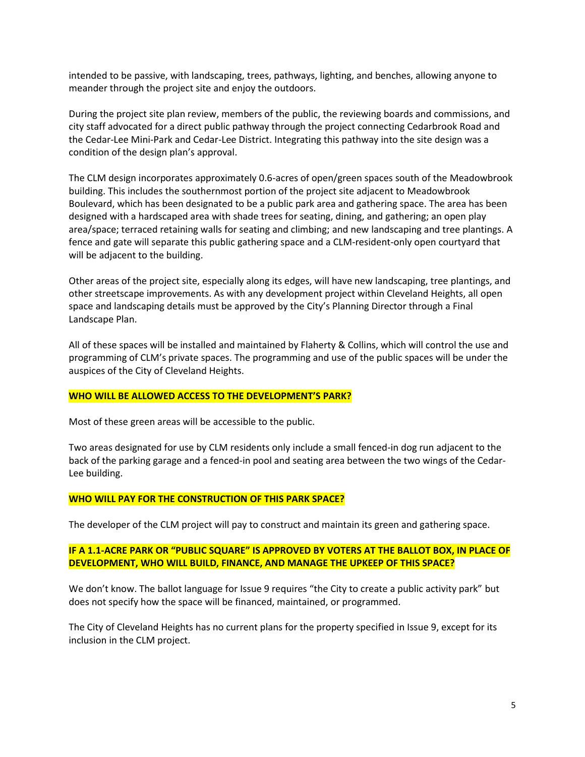intended to be passive, with landscaping, trees, pathways, lighting, and benches, allowing anyone to meander through the project site and enjoy the outdoors.

During the project site plan review, members of the public, the reviewing boards and commissions, and city staff advocated for a direct public pathway through the project connecting Cedarbrook Road and the Cedar-Lee Mini-Park and Cedar-Lee District. Integrating this pathway into the site design was a condition of the design plan's approval.

The CLM design incorporates approximately 0.6-acres of open/green spaces south of the Meadowbrook building. This includes the southernmost portion of the project site adjacent to Meadowbrook Boulevard, which has been designated to be a public park area and gathering space. The area has been designed with a hardscaped area with shade trees for seating, dining, and gathering; an open play area/space; terraced retaining walls for seating and climbing; and new landscaping and tree plantings. A fence and gate will separate this public gathering space and a CLM-resident-only open courtyard that will be adjacent to the building.

Other areas of the project site, especially along its edges, will have new landscaping, tree plantings, and other streetscape improvements. As with any development project within Cleveland Heights, all open space and landscaping details must be approved by the City's Planning Director through a Final Landscape Plan.

All of these spaces will be installed and maintained by Flaherty & Collins, which will control the use and programming of CLM's private spaces. The programming and use of the public spaces will be under the auspices of the City of Cleveland Heights.

**WHO WILL BE ALLOWED ACCESS TO THE DEVELOPMENT'S PARK?**

Most of these green areas will be accessible to the public.

Two areas designated for use by CLM residents only include a small fenced-in dog run adjacent to the back of the parking garage and a fenced-in pool and seating area between the two wings of the Cedar-Lee building.

**WHO WILL PAY FOR THE CONSTRUCTION OF THIS PARK SPACE?**

The developer of the CLM project will pay to construct and maintain its green and gathering space.

**IF A 1.1-ACRE PARK OR "PUBLIC SQUARE" IS APPROVED BY VOTERS AT THE BALLOT BOX, IN PLACE OF DEVELOPMENT, WHO WILL BUILD, FINANCE, AND MANAGE THE UPKEEP OF THIS SPACE?**

We don't know. The ballot language for Issue 9 requires "the City to create a public activity park" but does not specify how the space will be financed, maintained, or programmed.

The City of Cleveland Heights has no current plans for the property specified in Issue 9, except for its inclusion in the CLM project.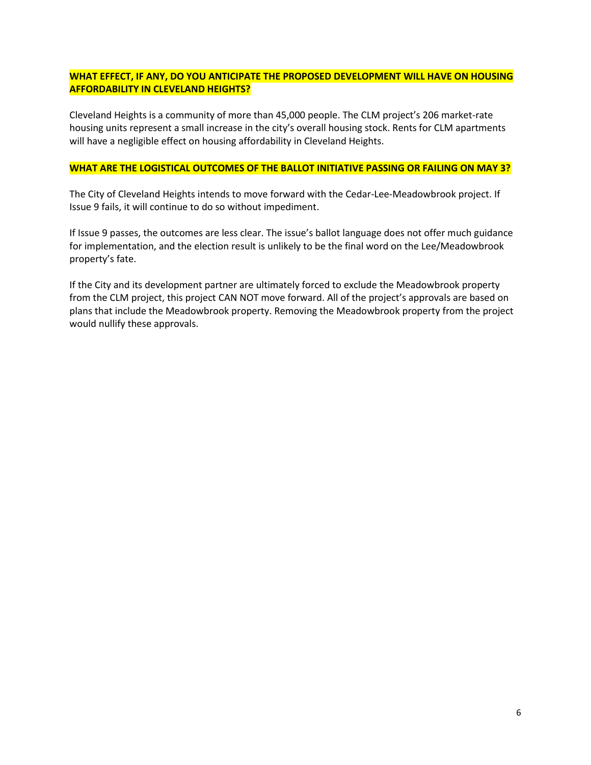**WHAT EFFECT, IF ANY, DO YOU ANTICIPATE THE PROPOSED DEVELOPMENT WILL HAVE ON HOUSING AFFORDABILITY IN CLEVELAND HEIGHTS?**

Cleveland Heights is a community of more than 45,000 people. The CLM project's 206 market-rate housing units represent a small increase in the city's overall housing stock. Rents for CLM apartments will have a negligible effect on housing affordability in Cleveland Heights.

**WHAT ARE THE LOGISTICAL OUTCOMES OF THE BALLOT INITIATIVE PASSING OR FAILING ON MAY 3?**

The City of Cleveland Heights intends to move forward with the Cedar-Lee-Meadowbrook project. If Issue 9 fails, it will continue to do so without impediment.

If Issue 9 passes, the outcomes are less clear. The issue's ballot language does not offer much guidance for implementation, and the election result is unlikely to be the final word on the Lee/Meadowbrook property's fate.

If the City and its development partner are ultimately forced to exclude the Meadowbrook property from the CLM project, this project CAN NOT move forward. All of the project's approvals are based on plans that include the Meadowbrook property. Removing the Meadowbrook property from the project would nullify these approvals.